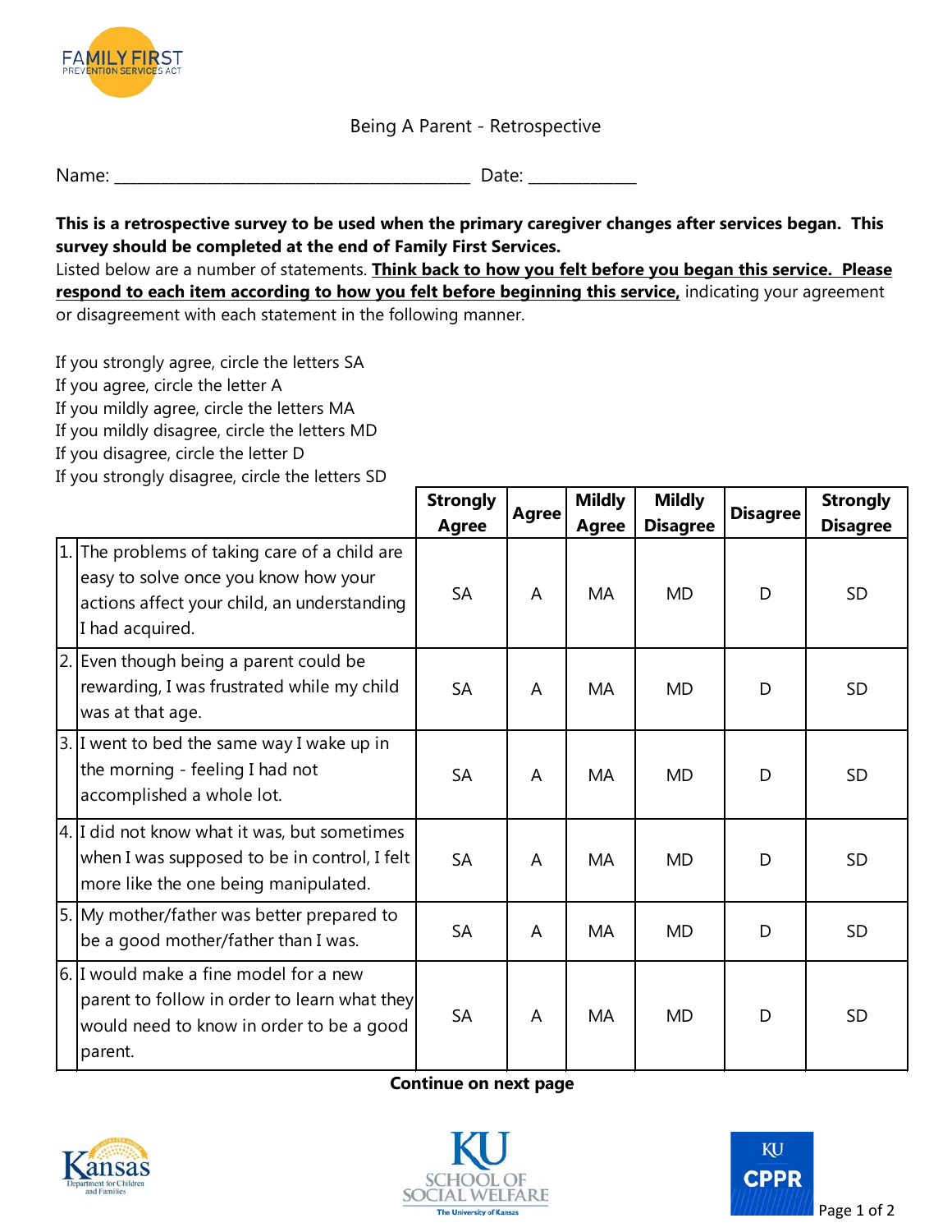FAMILY FIRST PREVENTION SERVICES ACT

# Being A Parent - Retrospective

Name: ______________________________ Date: ____________

**This is a retrospective survey to be used when the primary caregiver changes after services began. This survey should be completed at the end of Family First Services.**

Listed below are a number of statements. **Think back to how you felt before you began this service. Please respond to each item according to how you felt before beginning this service,** indicating your agreement or disagreement with each statement in the following manner.

If you strongly agree, circle the letters SA
If you agree, circle the letter A
If you mildly agree, circle the letters MA
If you mildly disagree, circle the letters MD
If you disagree, circle the letter D
If you strongly disagree, circle the letters SD

| | Statement | Strongly Agree | Agree | Mildly Agree | Mildly Disagree | Disagree | Strongly Disagree |
|---|---|---|---|---|---|---|---|
| 1. | The problems of taking care of a child are easy to solve once you know how your actions affect your child, an understanding I had acquired. | SA | A | MA | MD | D | SD |
| 2. | Even though being a parent could be rewarding, I was frustrated while my child was at that age. | SA | A | MA | MD | D | SD |
| 3. | I went to bed the same way I wake up in the morning - feeling I had not accomplished a whole lot. | SA | A | MA | MD | D | SD |
| 4. | I did not know what it was, but sometimes when I was supposed to be in control, I felt more like the one being manipulated. | SA | A | MA | MD | D | SD |
| 5. | My mother/father was better prepared to be a good mother/father than I was. | SA | A | MA | MD | D | SD |
| 6. | I would make a fine model for a new parent to follow in order to learn what they would need to know in order to be a good parent. | SA | A | MA | MD | D | SD |

**Continue on next page**

Kansas Department for Children and Families | KU School of Social Welfare, The University of Kansas | KU CPPR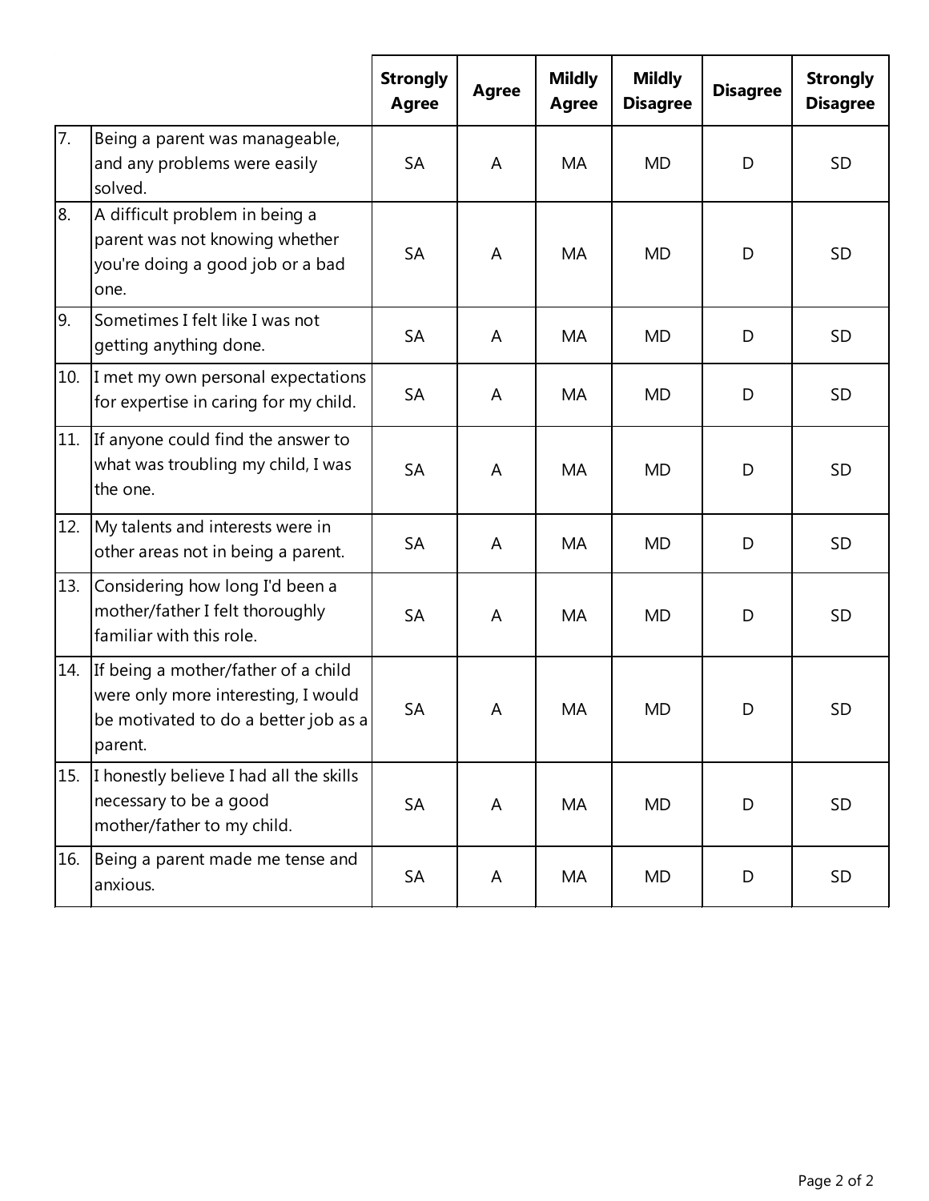| | | Strongly Agree | Agree | Mildly Agree | Mildly Disagree | Disagree | Strongly Disagree |
|---|---|---|---|---|---|---|---|
| 7. | Being a parent was manageable, and any problems were easily solved. | SA | A | MA | MD | D | SD |
| 8. | A difficult problem in being a parent was not knowing whether you're doing a good job or a bad one. | SA | A | MA | MD | D | SD |
| 9. | Sometimes I felt like I was not getting anything done. | SA | A | MA | MD | D | SD |
| 10. | I met my own personal expectations for expertise in caring for my child. | SA | A | MA | MD | D | SD |
| 11. | If anyone could find the answer to what was troubling my child, I was the one. | SA | A | MA | MD | D | SD |
| 12. | My talents and interests were in other areas not in being a parent. | SA | A | MA | MD | D | SD |
| 13. | Considering how long I'd been a mother/father I felt thoroughly familiar with this role. | SA | A | MA | MD | D | SD |
| 14. | If being a mother/father of a child were only more interesting, I would be motivated to do a better job as a parent. | SA | A | MA | MD | D | SD |
| 15. | I honestly believe I had all the skills necessary to be a good mother/father to my child. | SA | A | MA | MD | D | SD |
| 16. | Being a parent made me tense and anxious. | SA | A | MA | MD | D | SD |